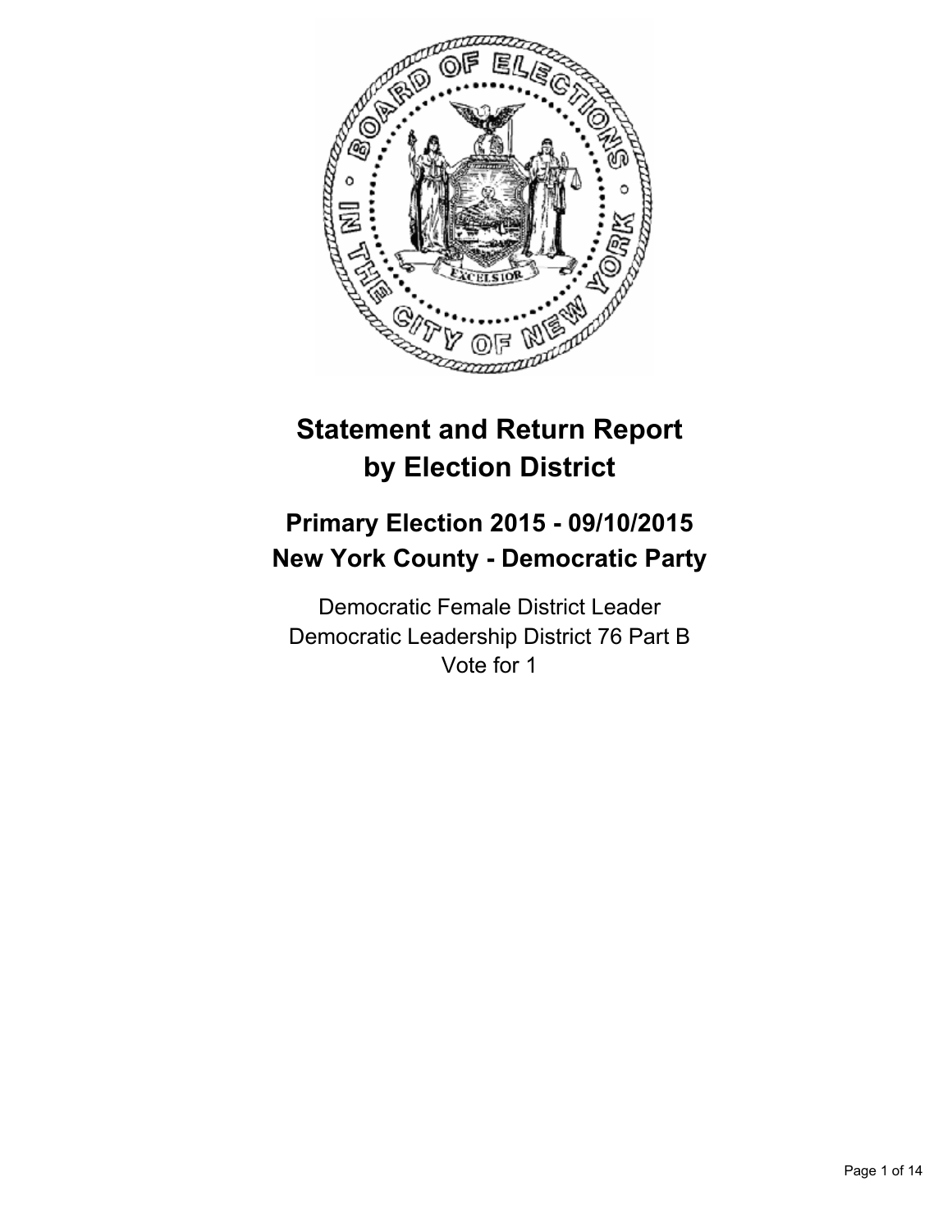# Statement and Return Report by Election District

## Primary Election 2015 - 09/10/2015
## New York County - Democratic Party

Democratic Female District Leader
Democratic Leadership District 76 Part B
Vote for 1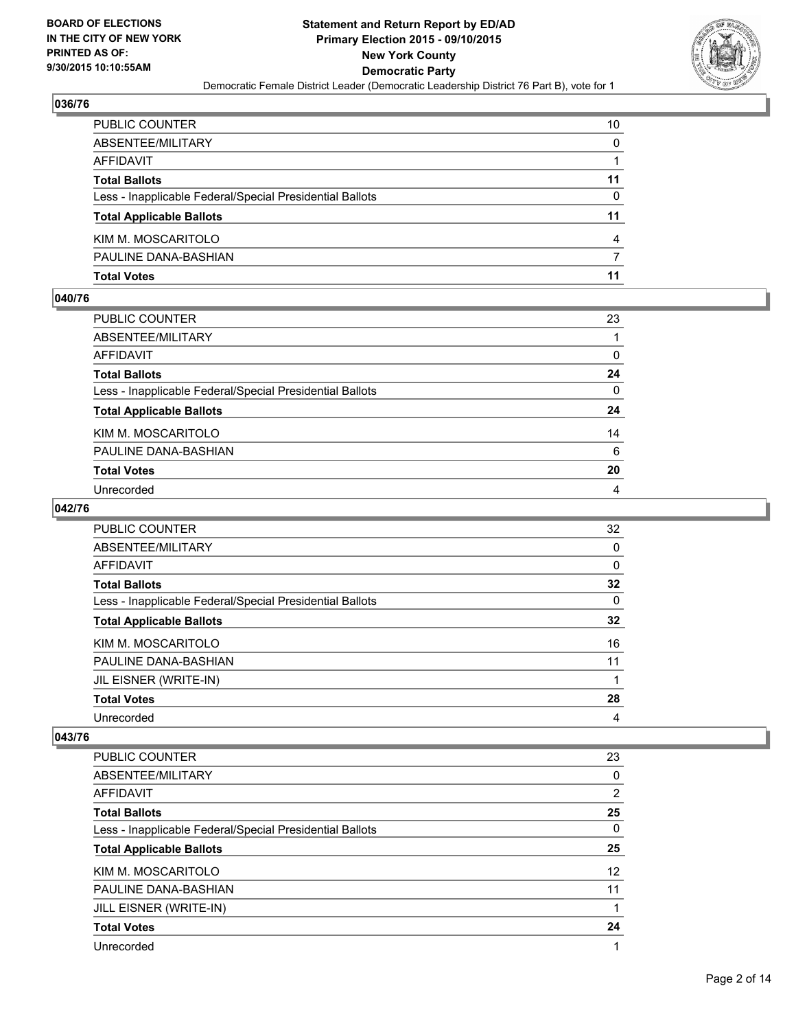### 036/76

| | |
|---|---|
| PUBLIC COUNTER | 10 |
| ABSENTEE/MILITARY | 0 |
| AFFIDAVIT | 1 |
| **Total Ballots** | **11** |
| Less - Inapplicable Federal/Special Presidential Ballots | 0 |
| **Total Applicable Ballots** | **11** |
| KIM M. MOSCARITOLO | 4 |
| PAULINE DANA-BASHIAN | 7 |
| **Total Votes** | **11** |

### 040/76

| | |
|---|---|
| PUBLIC COUNTER | 23 |
| ABSENTEE/MILITARY | 1 |
| AFFIDAVIT | 0 |
| **Total Ballots** | **24** |
| Less - Inapplicable Federal/Special Presidential Ballots | 0 |
| **Total Applicable Ballots** | **24** |
| KIM M. MOSCARITOLO | 14 |
| PAULINE DANA-BASHIAN | 6 |
| **Total Votes** | **20** |
| Unrecorded | 4 |

### 042/76

| | |
|---|---|
| PUBLIC COUNTER | 32 |
| ABSENTEE/MILITARY | 0 |
| AFFIDAVIT | 0 |
| **Total Ballots** | **32** |
| Less - Inapplicable Federal/Special Presidential Ballots | 0 |
| **Total Applicable Ballots** | **32** |
| KIM M. MOSCARITOLO | 16 |
| PAULINE DANA-BASHIAN | 11 |
| JIL EISNER (WRITE-IN) | 1 |
| **Total Votes** | **28** |
| Unrecorded | 4 |

### 043/76

| | |
|---|---|
| PUBLIC COUNTER | 23 |
| ABSENTEE/MILITARY | 0 |
| AFFIDAVIT | 2 |
| **Total Ballots** | **25** |
| Less - Inapplicable Federal/Special Presidential Ballots | 0 |
| **Total Applicable Ballots** | **25** |
| KIM M. MOSCARITOLO | 12 |
| PAULINE DANA-BASHIAN | 11 |
| JILL EISNER (WRITE-IN) | 1 |
| **Total Votes** | **24** |
| Unrecorded | 1 |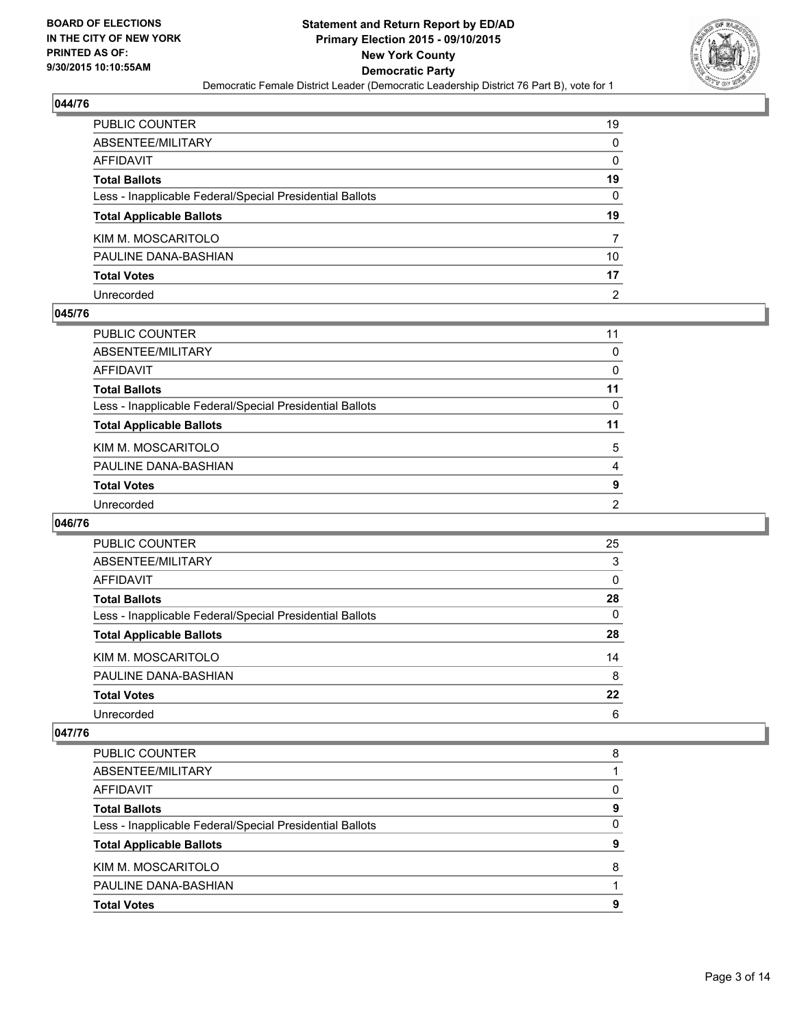## 044/76

| | |
|---|---|
| PUBLIC COUNTER | 19 |
| ABSENTEE/MILITARY | 0 |
| AFFIDAVIT | 0 |
| **Total Ballots** | **19** |
| Less - Inapplicable Federal/Special Presidential Ballots | 0 |
| **Total Applicable Ballots** | **19** |
| KIM M. MOSCARITOLO | 7 |
| PAULINE DANA-BASHIAN | 10 |
| **Total Votes** | **17** |
| Unrecorded | 2 |

## 045/76

| | |
|---|---|
| PUBLIC COUNTER | 11 |
| ABSENTEE/MILITARY | 0 |
| AFFIDAVIT | 0 |
| **Total Ballots** | **11** |
| Less - Inapplicable Federal/Special Presidential Ballots | 0 |
| **Total Applicable Ballots** | **11** |
| KIM M. MOSCARITOLO | 5 |
| PAULINE DANA-BASHIAN | 4 |
| **Total Votes** | **9** |
| Unrecorded | 2 |

## 046/76

| | |
|---|---|
| PUBLIC COUNTER | 25 |
| ABSENTEE/MILITARY | 3 |
| AFFIDAVIT | 0 |
| **Total Ballots** | **28** |
| Less - Inapplicable Federal/Special Presidential Ballots | 0 |
| **Total Applicable Ballots** | **28** |
| KIM M. MOSCARITOLO | 14 |
| PAULINE DANA-BASHIAN | 8 |
| **Total Votes** | **22** |
| Unrecorded | 6 |

## 047/76

| | |
|---|---|
| PUBLIC COUNTER | 8 |
| ABSENTEE/MILITARY | 1 |
| AFFIDAVIT | 0 |
| **Total Ballots** | **9** |
| Less - Inapplicable Federal/Special Presidential Ballots | 0 |
| **Total Applicable Ballots** | **9** |
| KIM M. MOSCARITOLO | 8 |
| PAULINE DANA-BASHIAN | 1 |
| **Total Votes** | **9** |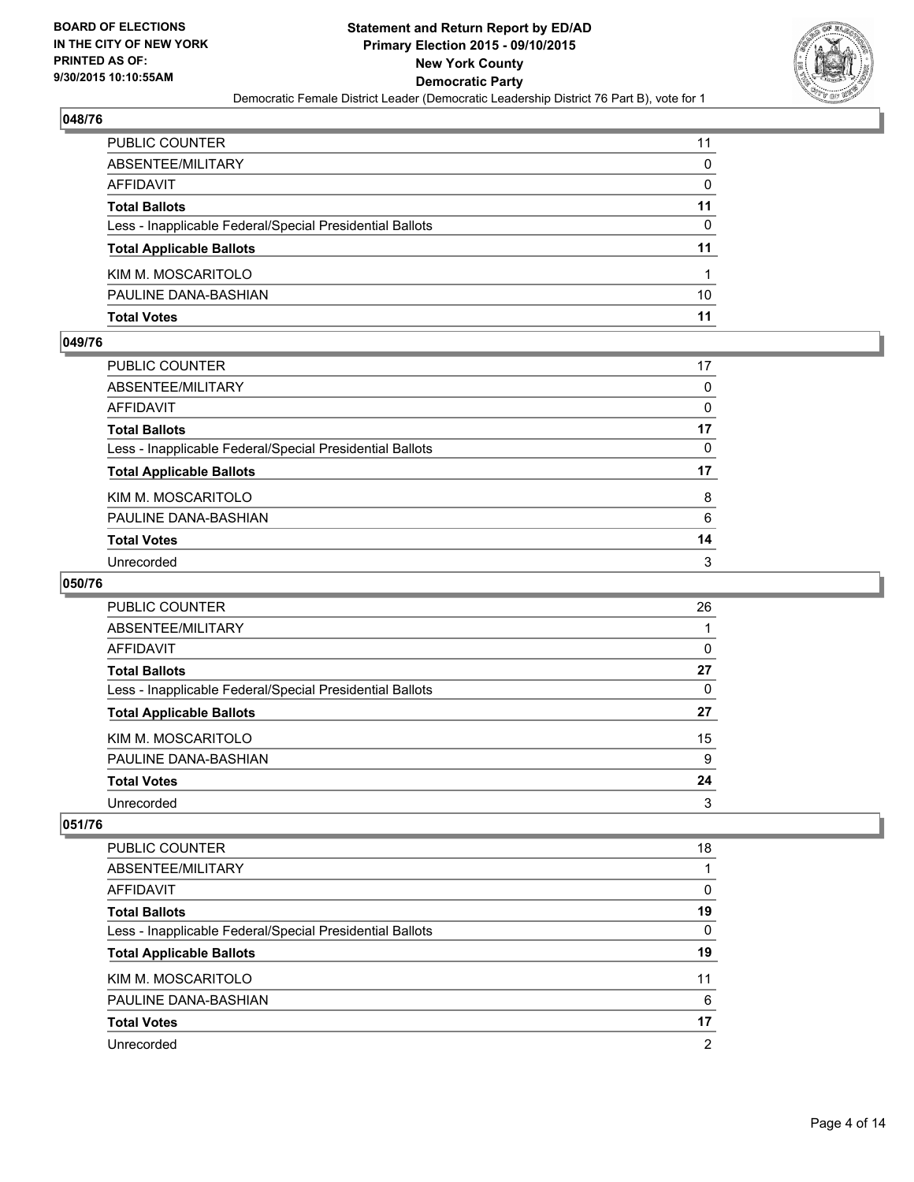BOARD OF ELECTIONS
IN THE CITY OF NEW YORK
PRINTED AS OF:
9/30/2015 10:10:55AM

**Statement and Return Report by ED/AD**
**Primary Election 2015 - 09/10/2015**
**New York County**
**Democratic Party**
Democratic Female District Leader (Democratic Leadership District 76 Part B), vote for 1

## 048/76

| | |
|---|---|
| PUBLIC COUNTER | 11 |
| ABSENTEE/MILITARY | 0 |
| AFFIDAVIT | 0 |
| **Total Ballots** | **11** |
| Less - Inapplicable Federal/Special Presidential Ballots | 0 |
| **Total Applicable Ballots** | **11** |
| KIM M. MOSCARITOLO | 1 |
| PAULINE DANA-BASHIAN | 10 |
| **Total Votes** | **11** |

## 049/76

| | |
|---|---|
| PUBLIC COUNTER | 17 |
| ABSENTEE/MILITARY | 0 |
| AFFIDAVIT | 0 |
| **Total Ballots** | **17** |
| Less - Inapplicable Federal/Special Presidential Ballots | 0 |
| **Total Applicable Ballots** | **17** |
| KIM M. MOSCARITOLO | 8 |
| PAULINE DANA-BASHIAN | 6 |
| **Total Votes** | **14** |
| Unrecorded | 3 |

## 050/76

| | |
|---|---|
| PUBLIC COUNTER | 26 |
| ABSENTEE/MILITARY | 1 |
| AFFIDAVIT | 0 |
| **Total Ballots** | **27** |
| Less - Inapplicable Federal/Special Presidential Ballots | 0 |
| **Total Applicable Ballots** | **27** |
| KIM M. MOSCARITOLO | 15 |
| PAULINE DANA-BASHIAN | 9 |
| **Total Votes** | **24** |
| Unrecorded | 3 |

## 051/76

| | |
|---|---|
| PUBLIC COUNTER | 18 |
| ABSENTEE/MILITARY | 1 |
| AFFIDAVIT | 0 |
| **Total Ballots** | **19** |
| Less - Inapplicable Federal/Special Presidential Ballots | 0 |
| **Total Applicable Ballots** | **19** |
| KIM M. MOSCARITOLO | 11 |
| PAULINE DANA-BASHIAN | 6 |
| **Total Votes** | **17** |
| Unrecorded | 2 |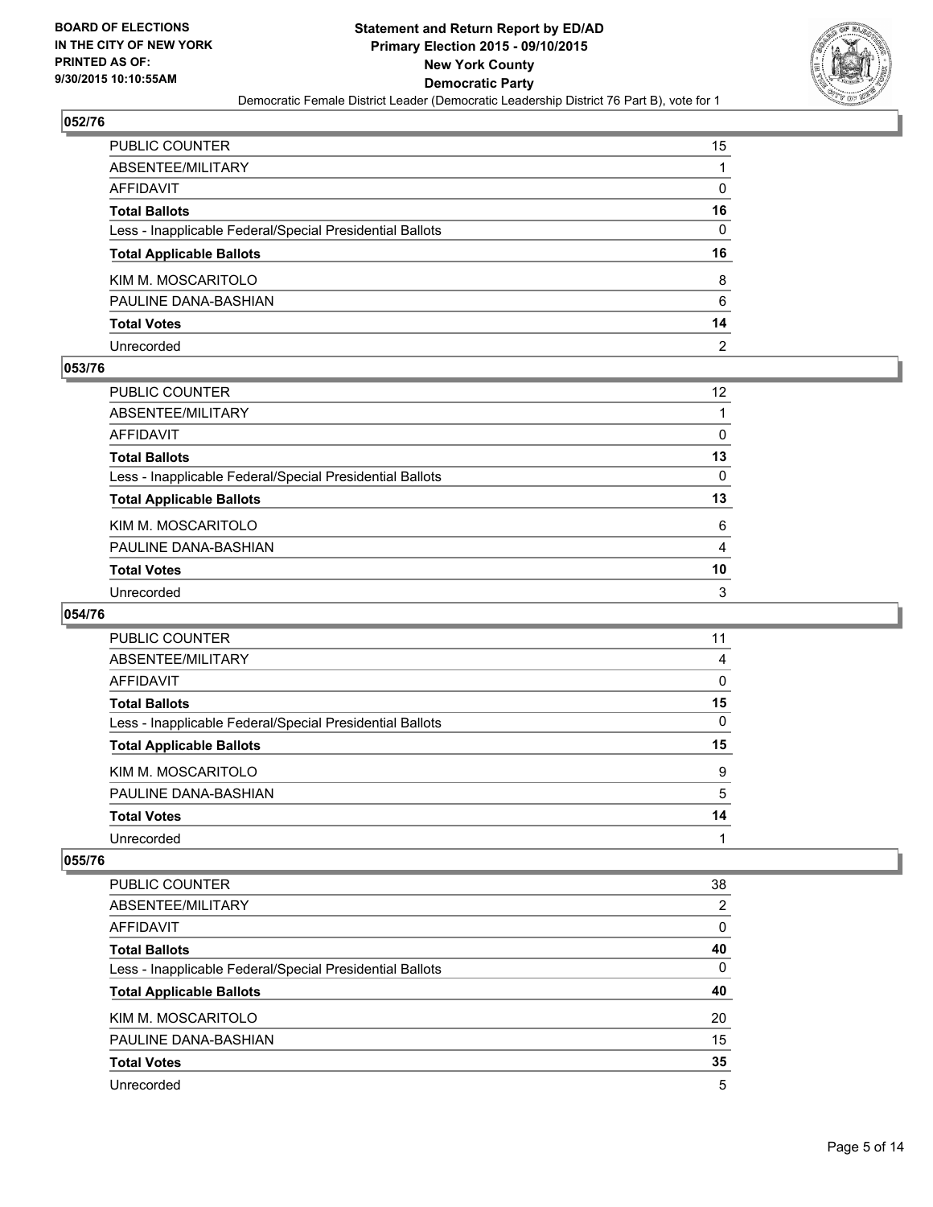## 052/76

| | |
|---|---|
| PUBLIC COUNTER | 15 |
| ABSENTEE/MILITARY | 1 |
| AFFIDAVIT | 0 |
| **Total Ballots** | **16** |
| Less - Inapplicable Federal/Special Presidential Ballots | 0 |
| **Total Applicable Ballots** | **16** |
| KIM M. MOSCARITOLO | 8 |
| PAULINE DANA-BASHIAN | 6 |
| **Total Votes** | **14** |
| Unrecorded | 2 |

## 053/76

| | |
|---|---|
| PUBLIC COUNTER | 12 |
| ABSENTEE/MILITARY | 1 |
| AFFIDAVIT | 0 |
| **Total Ballots** | **13** |
| Less - Inapplicable Federal/Special Presidential Ballots | 0 |
| **Total Applicable Ballots** | **13** |
| KIM M. MOSCARITOLO | 6 |
| PAULINE DANA-BASHIAN | 4 |
| **Total Votes** | **10** |
| Unrecorded | 3 |

## 054/76

| | |
|---|---|
| PUBLIC COUNTER | 11 |
| ABSENTEE/MILITARY | 4 |
| AFFIDAVIT | 0 |
| **Total Ballots** | **15** |
| Less - Inapplicable Federal/Special Presidential Ballots | 0 |
| **Total Applicable Ballots** | **15** |
| KIM M. MOSCARITOLO | 9 |
| PAULINE DANA-BASHIAN | 5 |
| **Total Votes** | **14** |
| Unrecorded | 1 |

## 055/76

| | |
|---|---|
| PUBLIC COUNTER | 38 |
| ABSENTEE/MILITARY | 2 |
| AFFIDAVIT | 0 |
| **Total Ballots** | **40** |
| Less - Inapplicable Federal/Special Presidential Ballots | 0 |
| **Total Applicable Ballots** | **40** |
| KIM M. MOSCARITOLO | 20 |
| PAULINE DANA-BASHIAN | 15 |
| **Total Votes** | **35** |
| Unrecorded | 5 |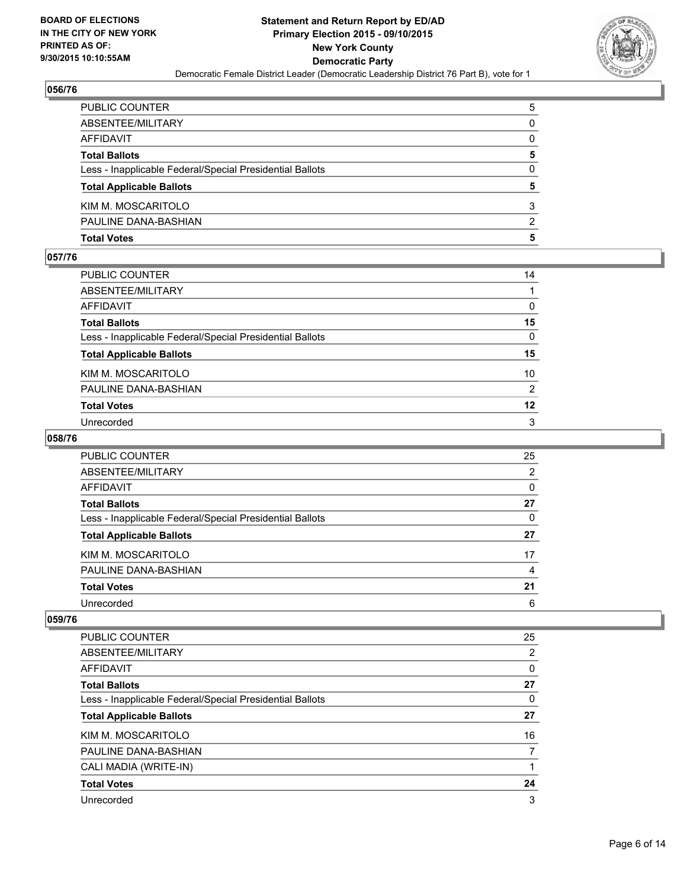## 056/76

| | |
|---|---|
| PUBLIC COUNTER | 5 |
| ABSENTEE/MILITARY | 0 |
| AFFIDAVIT | 0 |
| **Total Ballots** | **5** |
| Less - Inapplicable Federal/Special Presidential Ballots | 0 |
| **Total Applicable Ballots** | **5** |
| KIM M. MOSCARITOLO | 3 |
| PAULINE DANA-BASHIAN | 2 |
| **Total Votes** | **5** |

## 057/76

| | |
|---|---|
| PUBLIC COUNTER | 14 |
| ABSENTEE/MILITARY | 1 |
| AFFIDAVIT | 0 |
| **Total Ballots** | **15** |
| Less - Inapplicable Federal/Special Presidential Ballots | 0 |
| **Total Applicable Ballots** | **15** |
| KIM M. MOSCARITOLO | 10 |
| PAULINE DANA-BASHIAN | 2 |
| **Total Votes** | **12** |
| Unrecorded | 3 |

## 058/76

| | |
|---|---|
| PUBLIC COUNTER | 25 |
| ABSENTEE/MILITARY | 2 |
| AFFIDAVIT | 0 |
| **Total Ballots** | **27** |
| Less - Inapplicable Federal/Special Presidential Ballots | 0 |
| **Total Applicable Ballots** | **27** |
| KIM M. MOSCARITOLO | 17 |
| PAULINE DANA-BASHIAN | 4 |
| **Total Votes** | **21** |
| Unrecorded | 6 |

## 059/76

| | |
|---|---|
| PUBLIC COUNTER | 25 |
| ABSENTEE/MILITARY | 2 |
| AFFIDAVIT | 0 |
| **Total Ballots** | **27** |
| Less - Inapplicable Federal/Special Presidential Ballots | 0 |
| **Total Applicable Ballots** | **27** |
| KIM M. MOSCARITOLO | 16 |
| PAULINE DANA-BASHIAN | 7 |
| CALI MADIA (WRITE-IN) | 1 |
| **Total Votes** | **24** |
| Unrecorded | 3 |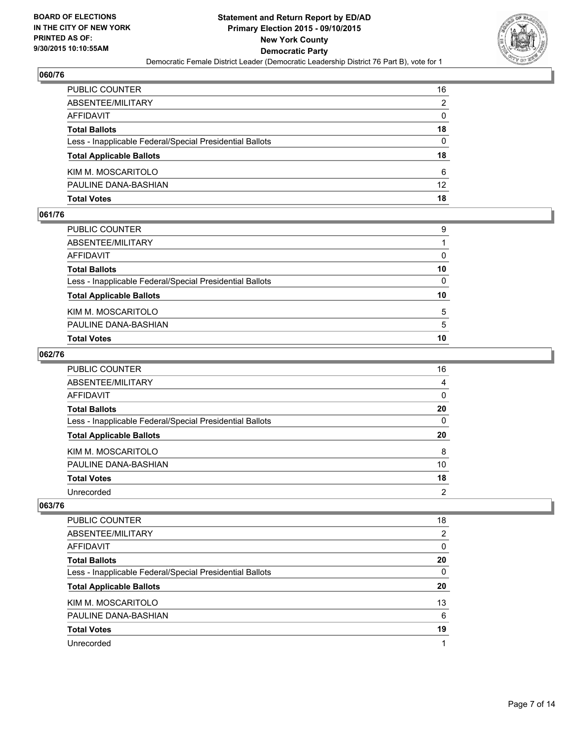**BOARD OF ELECTIONS IN THE CITY OF NEW YORK PRINTED AS OF: 9/30/2015 10:10:55AM**

**Statement and Return Report by ED/AD Primary Election 2015 - 09/10/2015 New York County Democratic Party**

Democratic Female District Leader (Democratic Leadership District 76 Part B), vote for 1

### 060/76

| | |
|---|---|
| PUBLIC COUNTER | 16 |
| ABSENTEE/MILITARY | 2 |
| AFFIDAVIT | 0 |
| **Total Ballots** | **18** |
| Less - Inapplicable Federal/Special Presidential Ballots | 0 |
| **Total Applicable Ballots** | **18** |
| KIM M. MOSCARITOLO | 6 |
| PAULINE DANA-BASHIAN | 12 |
| **Total Votes** | **18** |

### 061/76

| | |
|---|---|
| PUBLIC COUNTER | 9 |
| ABSENTEE/MILITARY | 1 |
| AFFIDAVIT | 0 |
| **Total Ballots** | **10** |
| Less - Inapplicable Federal/Special Presidential Ballots | 0 |
| **Total Applicable Ballots** | **10** |
| KIM M. MOSCARITOLO | 5 |
| PAULINE DANA-BASHIAN | 5 |
| **Total Votes** | **10** |

### 062/76

| | |
|---|---|
| PUBLIC COUNTER | 16 |
| ABSENTEE/MILITARY | 4 |
| AFFIDAVIT | 0 |
| **Total Ballots** | **20** |
| Less - Inapplicable Federal/Special Presidential Ballots | 0 |
| **Total Applicable Ballots** | **20** |
| KIM M. MOSCARITOLO | 8 |
| PAULINE DANA-BASHIAN | 10 |
| **Total Votes** | **18** |
| Unrecorded | 2 |

### 063/76

| | |
|---|---|
| PUBLIC COUNTER | 18 |
| ABSENTEE/MILITARY | 2 |
| AFFIDAVIT | 0 |
| **Total Ballots** | **20** |
| Less - Inapplicable Federal/Special Presidential Ballots | 0 |
| **Total Applicable Ballots** | **20** |
| KIM M. MOSCARITOLO | 13 |
| PAULINE DANA-BASHIAN | 6 |
| **Total Votes** | **19** |
| Unrecorded | 1 |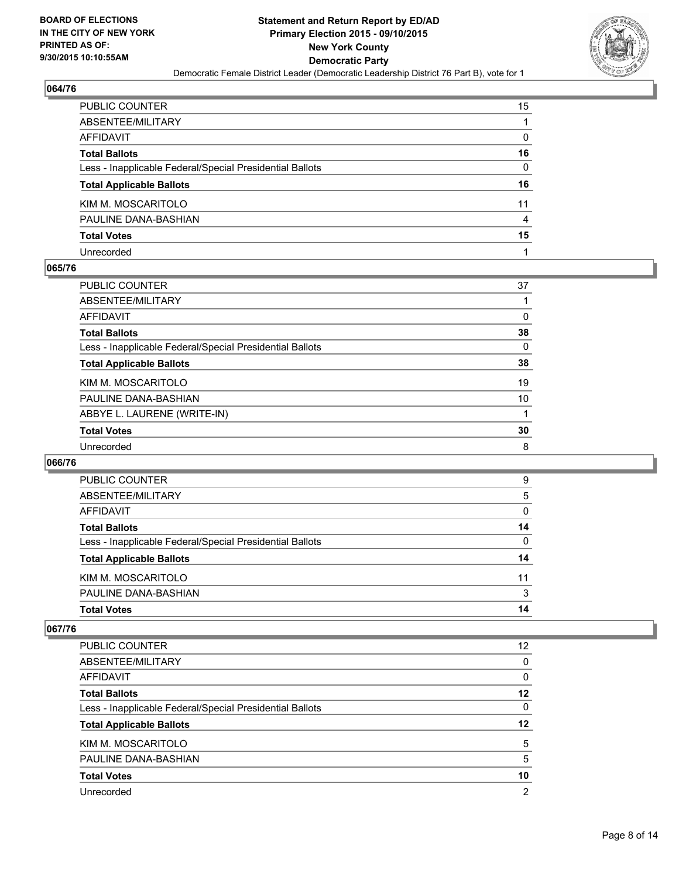**BOARD OF ELECTIONS IN THE CITY OF NEW YORK PRINTED AS OF: 9/30/2015 10:10:55AM**

# Statement and Return Report by ED/AD
## Primary Election 2015 - 09/10/2015
## New York County
## Democratic Party
Democratic Female District Leader (Democratic Leadership District 76 Part B), vote for 1

### 064/76

| | |
|---|---|
| PUBLIC COUNTER | 15 |
| ABSENTEE/MILITARY | 1 |
| AFFIDAVIT | 0 |
| **Total Ballots** | **16** |
| Less - Inapplicable Federal/Special Presidential Ballots | 0 |
| **Total Applicable Ballots** | **16** |
| KIM M. MOSCARITOLO | 11 |
| PAULINE DANA-BASHIAN | 4 |
| **Total Votes** | **15** |
| Unrecorded | 1 |

### 065/76

| | |
|---|---|
| PUBLIC COUNTER | 37 |
| ABSENTEE/MILITARY | 1 |
| AFFIDAVIT | 0 |
| **Total Ballots** | **38** |
| Less - Inapplicable Federal/Special Presidential Ballots | 0 |
| **Total Applicable Ballots** | **38** |
| KIM M. MOSCARITOLO | 19 |
| PAULINE DANA-BASHIAN | 10 |
| ABBYE L. LAURENE (WRITE-IN) | 1 |
| **Total Votes** | **30** |
| Unrecorded | 8 |

### 066/76

| | |
|---|---|
| PUBLIC COUNTER | 9 |
| ABSENTEE/MILITARY | 5 |
| AFFIDAVIT | 0 |
| **Total Ballots** | **14** |
| Less - Inapplicable Federal/Special Presidential Ballots | 0 |
| **Total Applicable Ballots** | **14** |
| KIM M. MOSCARITOLO | 11 |
| PAULINE DANA-BASHIAN | 3 |
| **Total Votes** | **14** |

### 067/76

| | |
|---|---|
| PUBLIC COUNTER | 12 |
| ABSENTEE/MILITARY | 0 |
| AFFIDAVIT | 0 |
| **Total Ballots** | **12** |
| Less - Inapplicable Federal/Special Presidential Ballots | 0 |
| **Total Applicable Ballots** | **12** |
| KIM M. MOSCARITOLO | 5 |
| PAULINE DANA-BASHIAN | 5 |
| **Total Votes** | **10** |
| Unrecorded | 2 |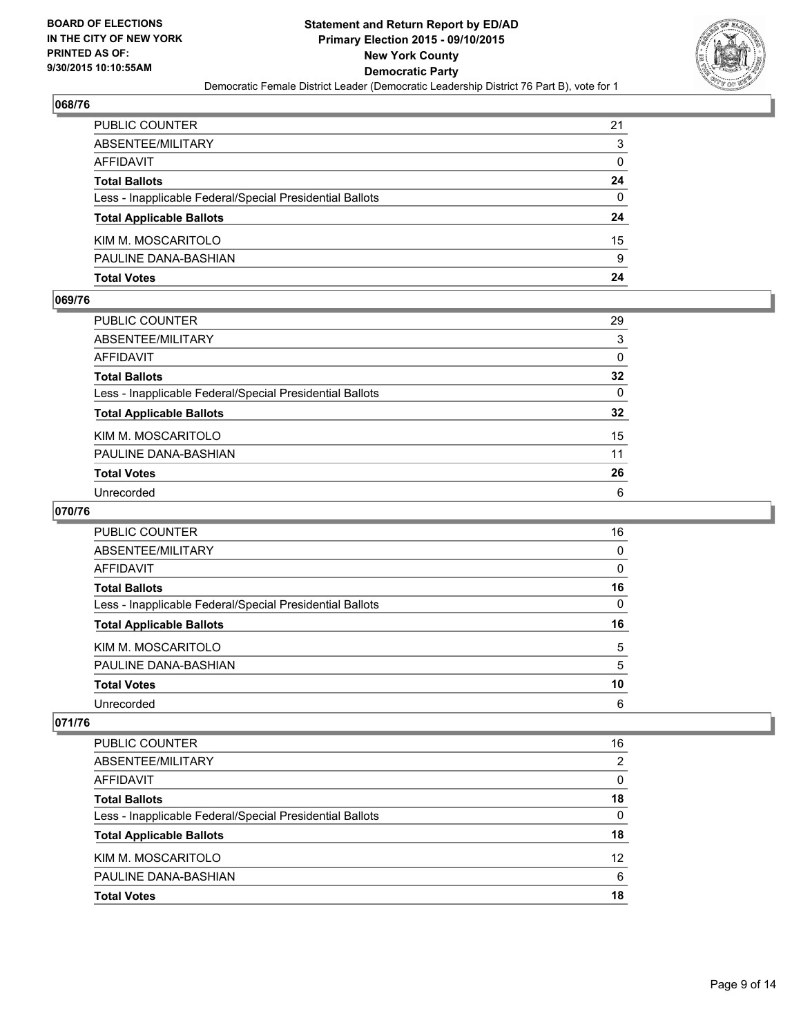**BOARD OF ELECTIONS**
**IN THE CITY OF NEW YORK**
**PRINTED AS OF:**
**9/30/2015 10:10:55AM**

**Statement and Return Report by ED/AD**
**Primary Election 2015 - 09/10/2015**
**New York County**
**Democratic Party**
Democratic Female District Leader (Democratic Leadership District 76 Part B), vote for 1

### 068/76

| | |
|---|---|
| PUBLIC COUNTER | 21 |
| ABSENTEE/MILITARY | 3 |
| AFFIDAVIT | 0 |
| **Total Ballots** | **24** |
| Less - Inapplicable Federal/Special Presidential Ballots | 0 |
| **Total Applicable Ballots** | **24** |
| KIM M. MOSCARITOLO | 15 |
| PAULINE DANA-BASHIAN | 9 |
| **Total Votes** | **24** |

### 069/76

| | |
|---|---|
| PUBLIC COUNTER | 29 |
| ABSENTEE/MILITARY | 3 |
| AFFIDAVIT | 0 |
| **Total Ballots** | **32** |
| Less - Inapplicable Federal/Special Presidential Ballots | 0 |
| **Total Applicable Ballots** | **32** |
| KIM M. MOSCARITOLO | 15 |
| PAULINE DANA-BASHIAN | 11 |
| **Total Votes** | **26** |
| Unrecorded | 6 |

### 070/76

| | |
|---|---|
| PUBLIC COUNTER | 16 |
| ABSENTEE/MILITARY | 0 |
| AFFIDAVIT | 0 |
| **Total Ballots** | **16** |
| Less - Inapplicable Federal/Special Presidential Ballots | 0 |
| **Total Applicable Ballots** | **16** |
| KIM M. MOSCARITOLO | 5 |
| PAULINE DANA-BASHIAN | 5 |
| **Total Votes** | **10** |
| Unrecorded | 6 |

### 071/76

| | |
|---|---|
| PUBLIC COUNTER | 16 |
| ABSENTEE/MILITARY | 2 |
| AFFIDAVIT | 0 |
| **Total Ballots** | **18** |
| Less - Inapplicable Federal/Special Presidential Ballots | 0 |
| **Total Applicable Ballots** | **18** |
| KIM M. MOSCARITOLO | 12 |
| PAULINE DANA-BASHIAN | 6 |
| **Total Votes** | **18** |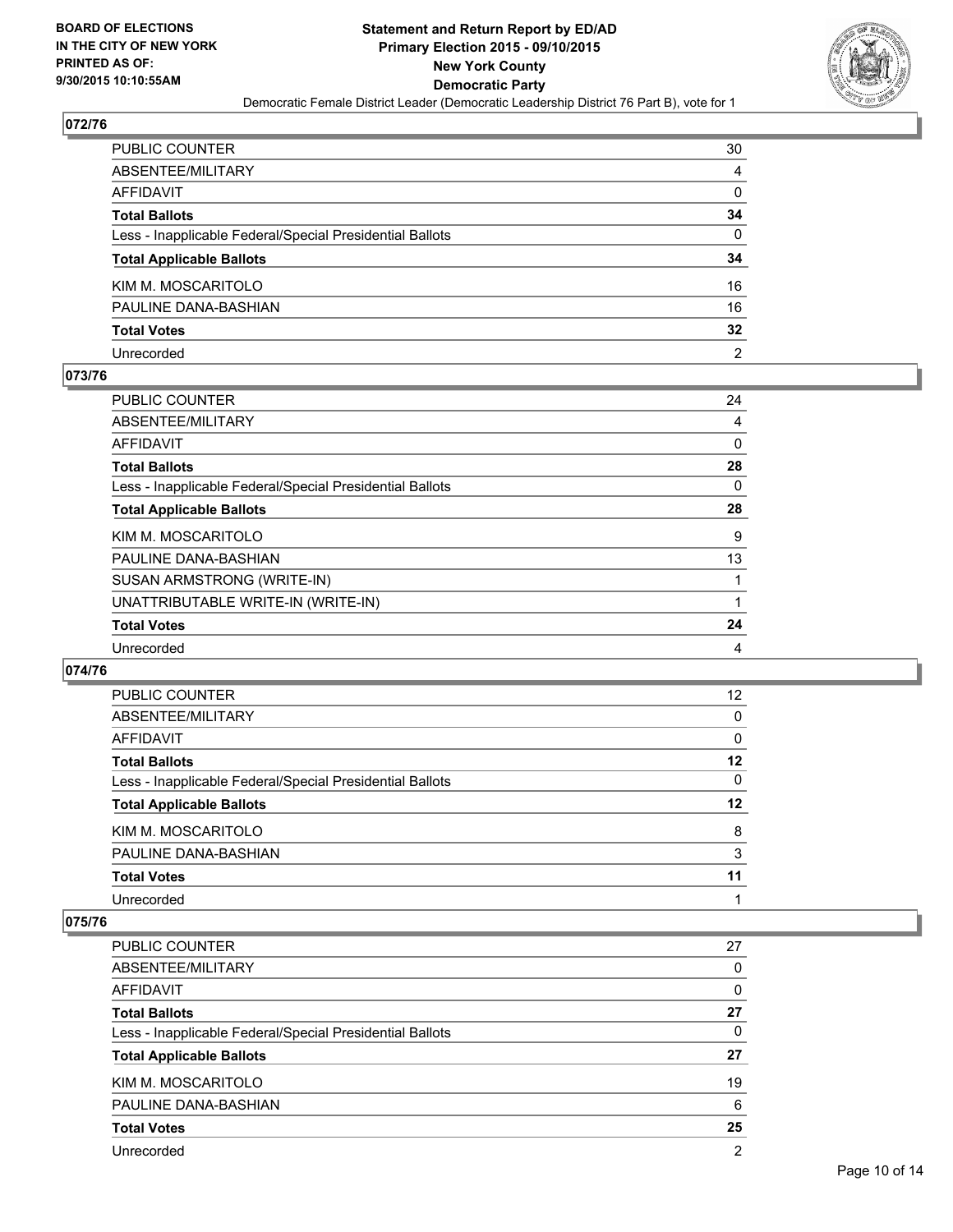**BOARD OF ELECTIONS IN THE CITY OF NEW YORK PRINTED AS OF: 9/30/2015 10:10:55AM**

**Statement and Return Report by ED/AD**
**Primary Election 2015 - 09/10/2015**
**New York County**
**Democratic Party**
Democratic Female District Leader (Democratic Leadership District 76 Part B), vote for 1

## 072/76

| | |
|---|---|
| PUBLIC COUNTER | 30 |
| ABSENTEE/MILITARY | 4 |
| AFFIDAVIT | 0 |
| **Total Ballots** | **34** |
| Less - Inapplicable Federal/Special Presidential Ballots | 0 |
| **Total Applicable Ballots** | **34** |
| KIM M. MOSCARITOLO | 16 |
| PAULINE DANA-BASHIAN | 16 |
| **Total Votes** | **32** |
| Unrecorded | 2 |

## 073/76

| | |
|---|---|
| PUBLIC COUNTER | 24 |
| ABSENTEE/MILITARY | 4 |
| AFFIDAVIT | 0 |
| **Total Ballots** | **28** |
| Less - Inapplicable Federal/Special Presidential Ballots | 0 |
| **Total Applicable Ballots** | **28** |
| KIM M. MOSCARITOLO | 9 |
| PAULINE DANA-BASHIAN | 13 |
| SUSAN ARMSTRONG (WRITE-IN) | 1 |
| UNATTRIBUTABLE WRITE-IN (WRITE-IN) | 1 |
| **Total Votes** | **24** |
| Unrecorded | 4 |

## 074/76

| | |
|---|---|
| PUBLIC COUNTER | 12 |
| ABSENTEE/MILITARY | 0 |
| AFFIDAVIT | 0 |
| **Total Ballots** | **12** |
| Less - Inapplicable Federal/Special Presidential Ballots | 0 |
| **Total Applicable Ballots** | **12** |
| KIM M. MOSCARITOLO | 8 |
| PAULINE DANA-BASHIAN | 3 |
| **Total Votes** | **11** |
| Unrecorded | 1 |

## 075/76

| | |
|---|---|
| PUBLIC COUNTER | 27 |
| ABSENTEE/MILITARY | 0 |
| AFFIDAVIT | 0 |
| **Total Ballots** | **27** |
| Less - Inapplicable Federal/Special Presidential Ballots | 0 |
| **Total Applicable Ballots** | **27** |
| KIM M. MOSCARITOLO | 19 |
| PAULINE DANA-BASHIAN | 6 |
| **Total Votes** | **25** |
| Unrecorded | 2 |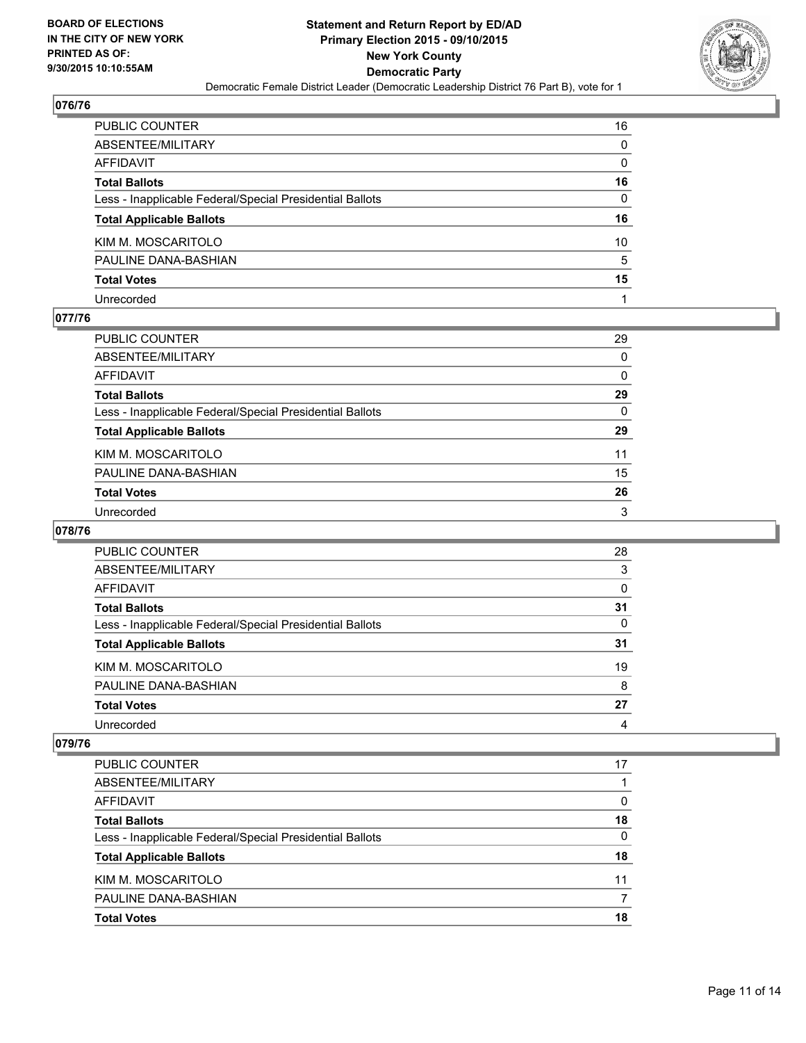**Statement and Return Report by ED/AD**
**Primary Election 2015 - 09/10/2015**
**New York County**
**Democratic Party**
Democratic Female District Leader (Democratic Leadership District 76 Part B), vote for 1

BOARD OF ELECTIONS
IN THE CITY OF NEW YORK
PRINTED AS OF:
9/30/2015 10:10:55AM

## 076/76

| | |
|---|---|
| PUBLIC COUNTER | 16 |
| ABSENTEE/MILITARY | 0 |
| AFFIDAVIT | 0 |
| **Total Ballots** | **16** |
| Less - Inapplicable Federal/Special Presidential Ballots | 0 |
| **Total Applicable Ballots** | **16** |
| KIM M. MOSCARITOLO | 10 |
| PAULINE DANA-BASHIAN | 5 |
| **Total Votes** | **15** |
| Unrecorded | 1 |

## 077/76

| | |
|---|---|
| PUBLIC COUNTER | 29 |
| ABSENTEE/MILITARY | 0 |
| AFFIDAVIT | 0 |
| **Total Ballots** | **29** |
| Less - Inapplicable Federal/Special Presidential Ballots | 0 |
| **Total Applicable Ballots** | **29** |
| KIM M. MOSCARITOLO | 11 |
| PAULINE DANA-BASHIAN | 15 |
| **Total Votes** | **26** |
| Unrecorded | 3 |

## 078/76

| | |
|---|---|
| PUBLIC COUNTER | 28 |
| ABSENTEE/MILITARY | 3 |
| AFFIDAVIT | 0 |
| **Total Ballots** | **31** |
| Less - Inapplicable Federal/Special Presidential Ballots | 0 |
| **Total Applicable Ballots** | **31** |
| KIM M. MOSCARITOLO | 19 |
| PAULINE DANA-BASHIAN | 8 |
| **Total Votes** | **27** |
| Unrecorded | 4 |

## 079/76

| | |
|---|---|
| PUBLIC COUNTER | 17 |
| ABSENTEE/MILITARY | 1 |
| AFFIDAVIT | 0 |
| **Total Ballots** | **18** |
| Less - Inapplicable Federal/Special Presidential Ballots | 0 |
| **Total Applicable Ballots** | **18** |
| KIM M. MOSCARITOLO | 11 |
| PAULINE DANA-BASHIAN | 7 |
| **Total Votes** | **18** |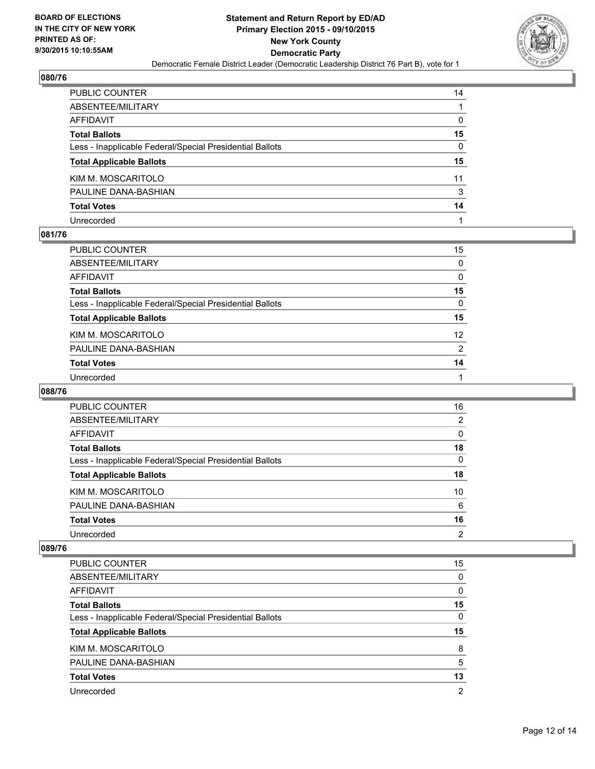**BOARD OF ELECTIONS IN THE CITY OF NEW YORK PRINTED AS OF: 9/30/2015 10:10:55AM**

# Statement and Return Report by ED/AD
## Primary Election 2015 - 09/10/2015
## New York County
## Democratic Party
Democratic Female District Leader (Democratic Leadership District 76 Part B), vote for 1

### 080/76

| | |
|---|---|
| PUBLIC COUNTER | 14 |
| ABSENTEE/MILITARY | 1 |
| AFFIDAVIT | 0 |
| **Total Ballots** | **15** |
| Less - Inapplicable Federal/Special Presidential Ballots | 0 |
| **Total Applicable Ballots** | **15** |
| KIM M. MOSCARITOLO | 11 |
| PAULINE DANA-BASHIAN | 3 |
| **Total Votes** | **14** |
| Unrecorded | 1 |

### 081/76

| | |
|---|---|
| PUBLIC COUNTER | 15 |
| ABSENTEE/MILITARY | 0 |
| AFFIDAVIT | 0 |
| **Total Ballots** | **15** |
| Less - Inapplicable Federal/Special Presidential Ballots | 0 |
| **Total Applicable Ballots** | **15** |
| KIM M. MOSCARITOLO | 12 |
| PAULINE DANA-BASHIAN | 2 |
| **Total Votes** | **14** |
| Unrecorded | 1 |

### 088/76

| | |
|---|---|
| PUBLIC COUNTER | 16 |
| ABSENTEE/MILITARY | 2 |
| AFFIDAVIT | 0 |
| **Total Ballots** | **18** |
| Less - Inapplicable Federal/Special Presidential Ballots | 0 |
| **Total Applicable Ballots** | **18** |
| KIM M. MOSCARITOLO | 10 |
| PAULINE DANA-BASHIAN | 6 |
| **Total Votes** | **16** |
| Unrecorded | 2 |

### 089/76

| | |
|---|---|
| PUBLIC COUNTER | 15 |
| ABSENTEE/MILITARY | 0 |
| AFFIDAVIT | 0 |
| **Total Ballots** | **15** |
| Less - Inapplicable Federal/Special Presidential Ballots | 0 |
| **Total Applicable Ballots** | **15** |
| KIM M. MOSCARITOLO | 8 |
| PAULINE DANA-BASHIAN | 5 |
| **Total Votes** | **13** |
| Unrecorded | 2 |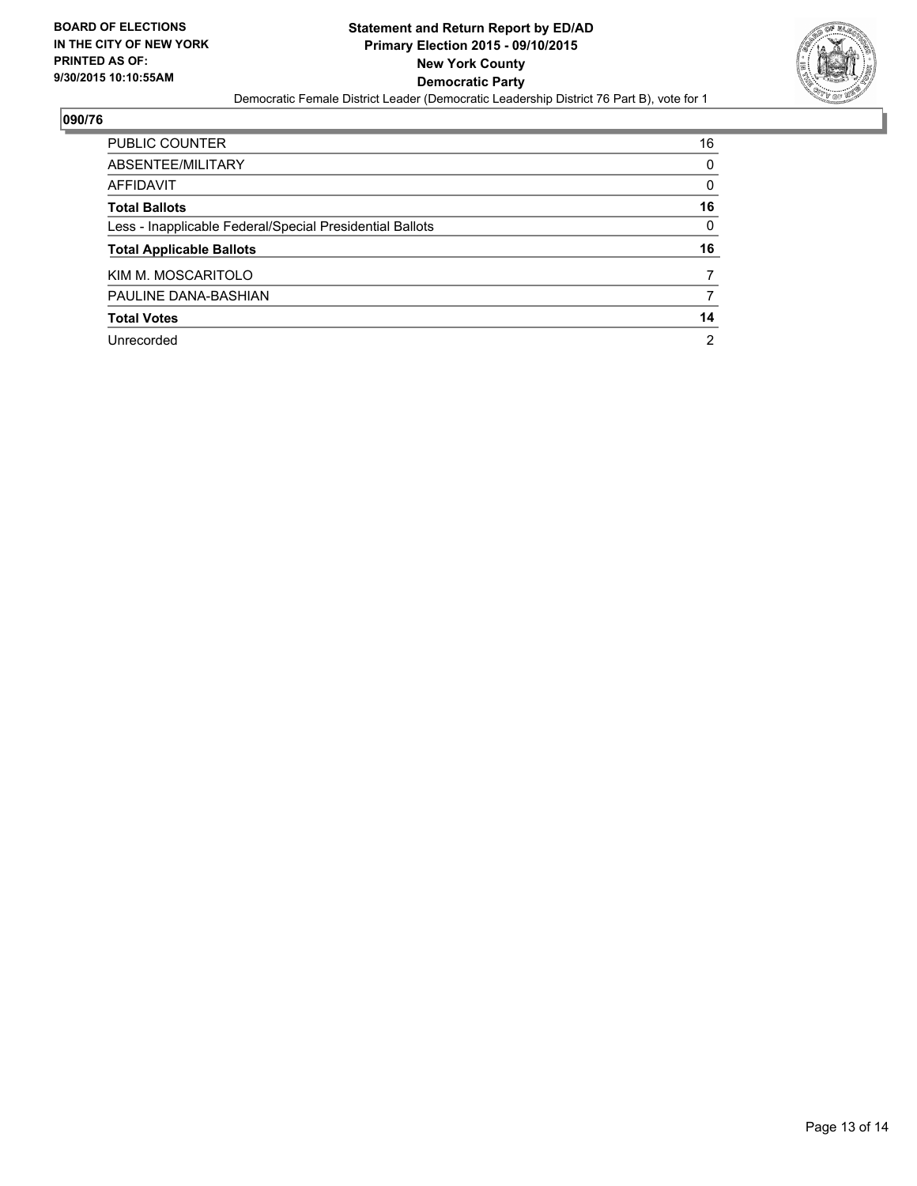**BOARD OF ELECTIONS IN THE CITY OF NEW YORK PRINTED AS OF: 9/30/2015 10:10:55AM**

**Statement and Return Report by ED/AD**
**Primary Election 2015 - 09/10/2015**
**New York County**
**Democratic Party**
Democratic Female District Leader (Democratic Leadership District 76 Part B), vote for 1

**090/76**

| | |
|---|---|
| PUBLIC COUNTER | 16 |
| ABSENTEE/MILITARY | 0 |
| AFFIDAVIT | 0 |
| **Total Ballots** | **16** |
| Less - Inapplicable Federal/Special Presidential Ballots | 0 |
| **Total Applicable Ballots** | **16** |
| KIM M. MOSCARITOLO | 7 |
| PAULINE DANA-BASHIAN | 7 |
| **Total Votes** | **14** |
| Unrecorded | 2 |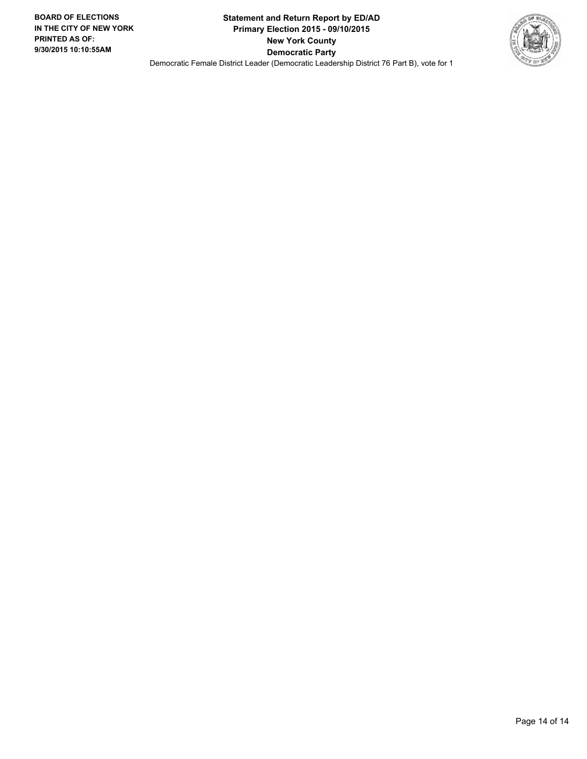**BOARD OF ELECTIONS IN THE CITY OF NEW YORK PRINTED AS OF: 9/30/2015 10:10:55AM**

**Statement and Return Report by ED/AD**
**Primary Election 2015 - 09/10/2015**
**New York County**
**Democratic Party**

Democratic Female District Leader (Democratic Leadership District 76 Part B), vote for 1